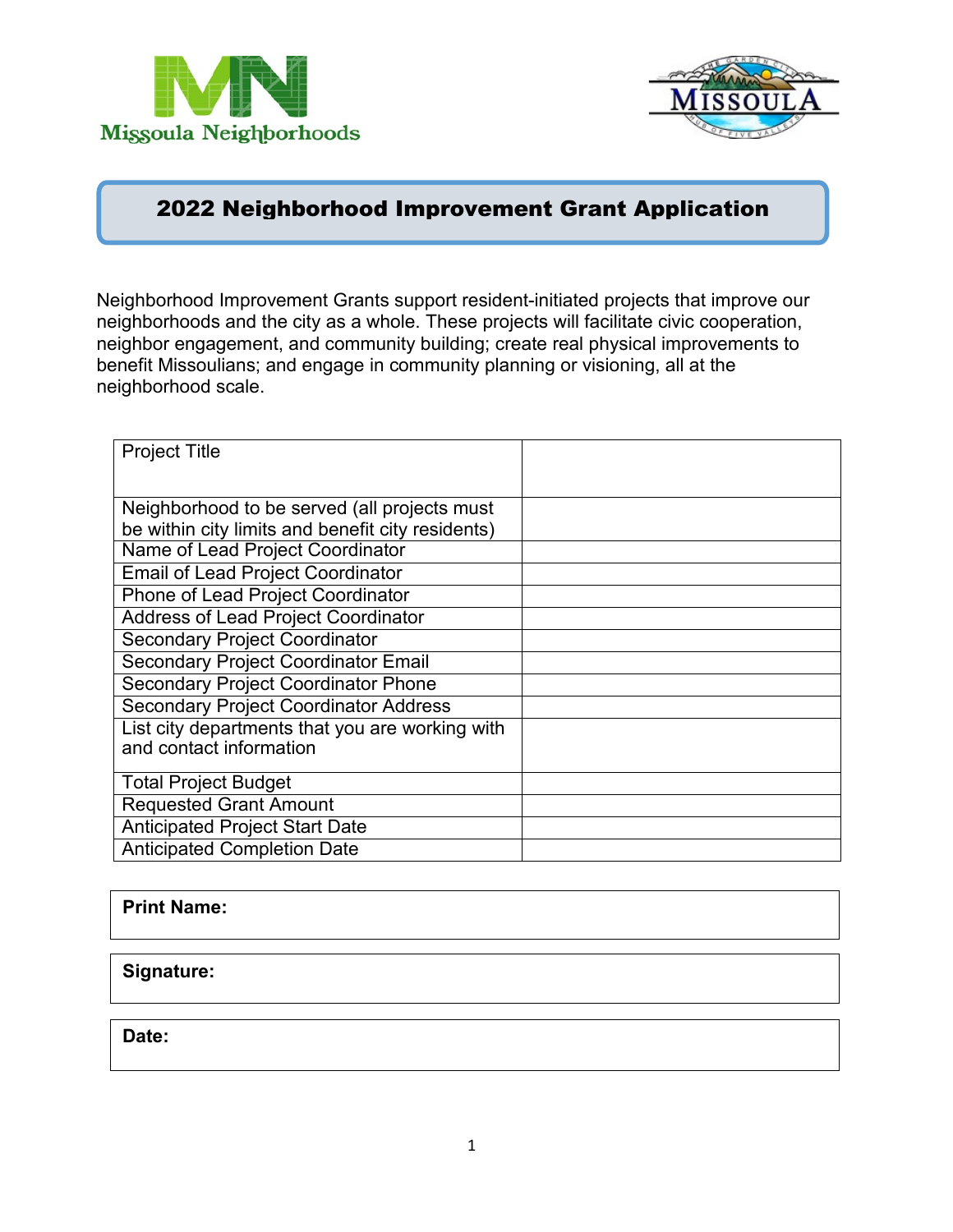Missoula Neighborhoods

MISSOULA

# 2022 Neighborhood Improvement Grant Application

Neighborhood Improvement Grants support resident-initiated projects that improve our neighborhoods and the city as a whole. These projects will facilitate civic cooperation, neighbor engagement, and community building; create real physical improvements to benefit Missoulians; and engage in community planning or visioning, all at the neighborhood scale.

| | |
|---|---|
| Project Title | |
| Neighborhood to be served (all projects must be within city limits and benefit city residents) | |
| Name of Lead Project Coordinator | |
| Email of Lead Project Coordinator | |
| Phone of Lead Project Coordinator | |
| Address of Lead Project Coordinator | |
| Secondary Project Coordinator | |
| Secondary Project Coordinator Email | |
| Secondary Project Coordinator Phone | |
| Secondary Project Coordinator Address | |
| List city departments that you are working with and contact information | |
| Total Project Budget | |
| Requested Grant Amount | |
| Anticipated Project Start Date | |
| Anticipated Completion Date | |

**Print Name:**

**Signature:**

**Date:**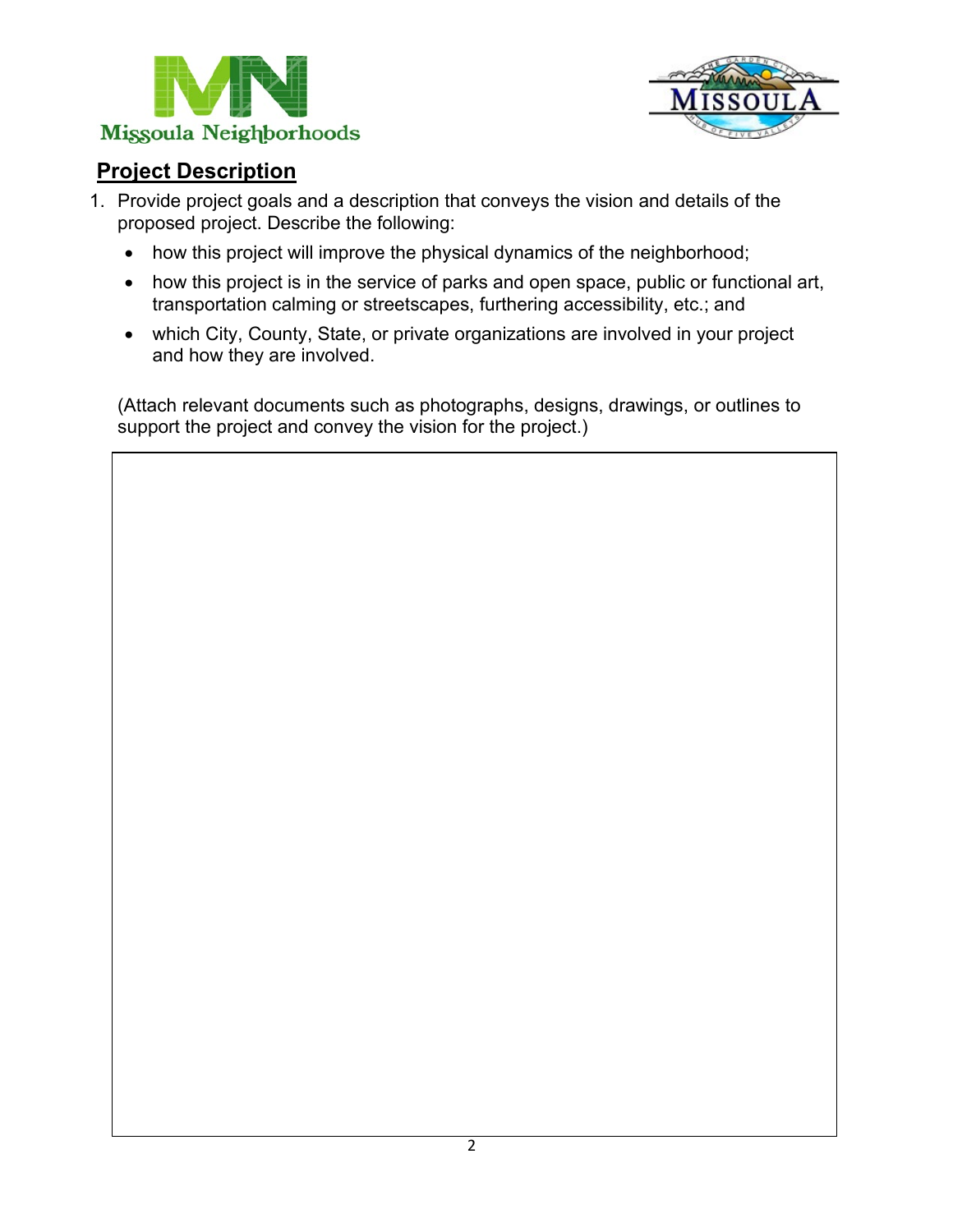## Project Description

1. Provide project goals and a description that conveys the vision and details of the proposed project. Describe the following:
   - how this project will improve the physical dynamics of the neighborhood;
   - how this project is in the service of parks and open space, public or functional art, transportation calming or streetscapes, furthering accessibility, etc.; and
   - which City, County, State, or private organizations are involved in your project and how they are involved.

   (Attach relevant documents such as photographs, designs, drawings, or outlines to support the project and convey the vision for the project.)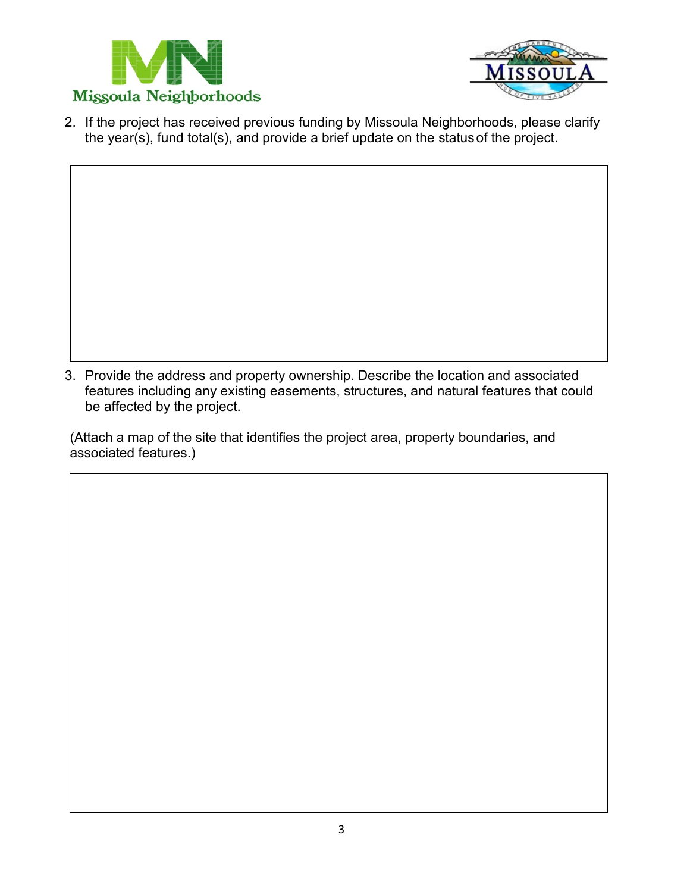2. If the project has received previous funding by Missoula Neighborhoods, please clarify the year(s), fund total(s), and provide a brief update on the status of the project.

3. Provide the address and property ownership. Describe the location and associated features including any existing easements, structures, and natural features that could be affected by the project.

(Attach a map of the site that identifies the project area, property boundaries, and associated features.)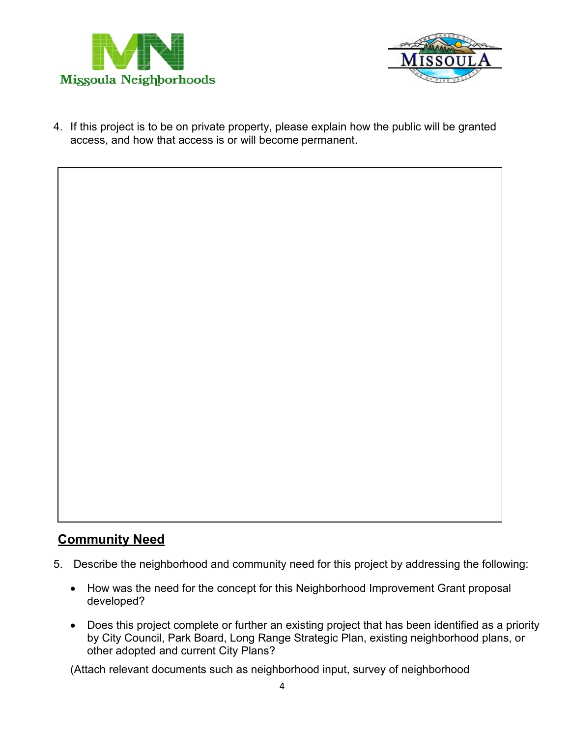4. If this project is to be on private property, please explain how the public will be granted access, and how that access is or will become permanent.

## Community Need

5. Describe the neighborhood and community need for this project by addressing the following:

   - How was the need for the concept for this Neighborhood Improvement Grant proposal developed?
   - Does this project complete or further an existing project that has been identified as a priority by City Council, Park Board, Long Range Strategic Plan, existing neighborhood plans, or other adopted and current City Plans?

   (Attach relevant documents such as neighborhood input, survey of neighborhood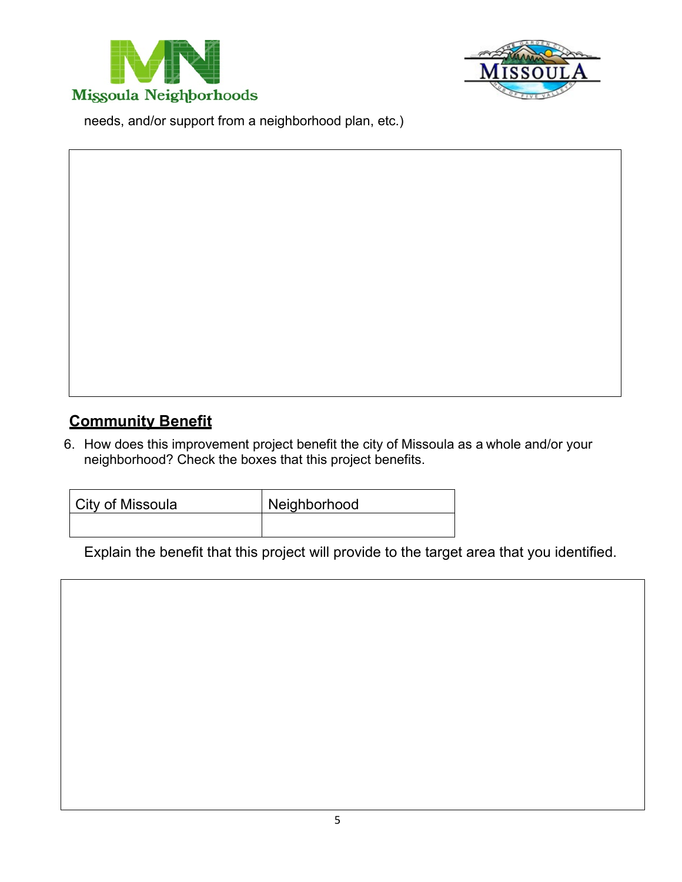needs, and/or support from a neighborhood plan, etc.)

## Community Benefit

6. How does this improvement project benefit the city of Missoula as a whole and/or your neighborhood? Check the boxes that this project benefits.

| City of Missoula | Neighborhood |
| --- | --- |
| | |

Explain the benefit that this project will provide to the target area that you identified.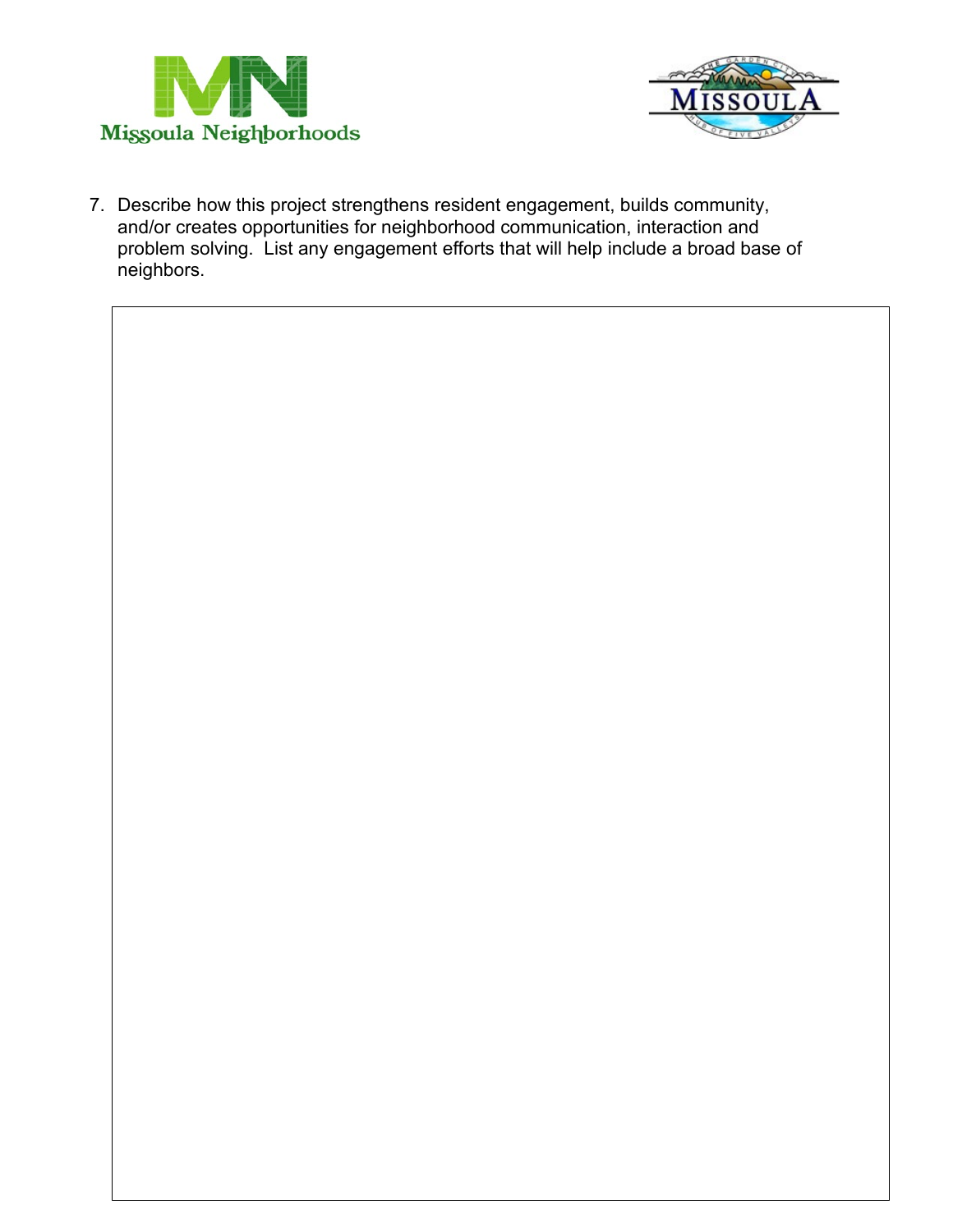Missoula Neighborhoods

7. Describe how this project strengthens resident engagement, builds community, and/or creates opportunities for neighborhood communication, interaction and problem solving. List any engagement efforts that will help include a broad base of neighbors.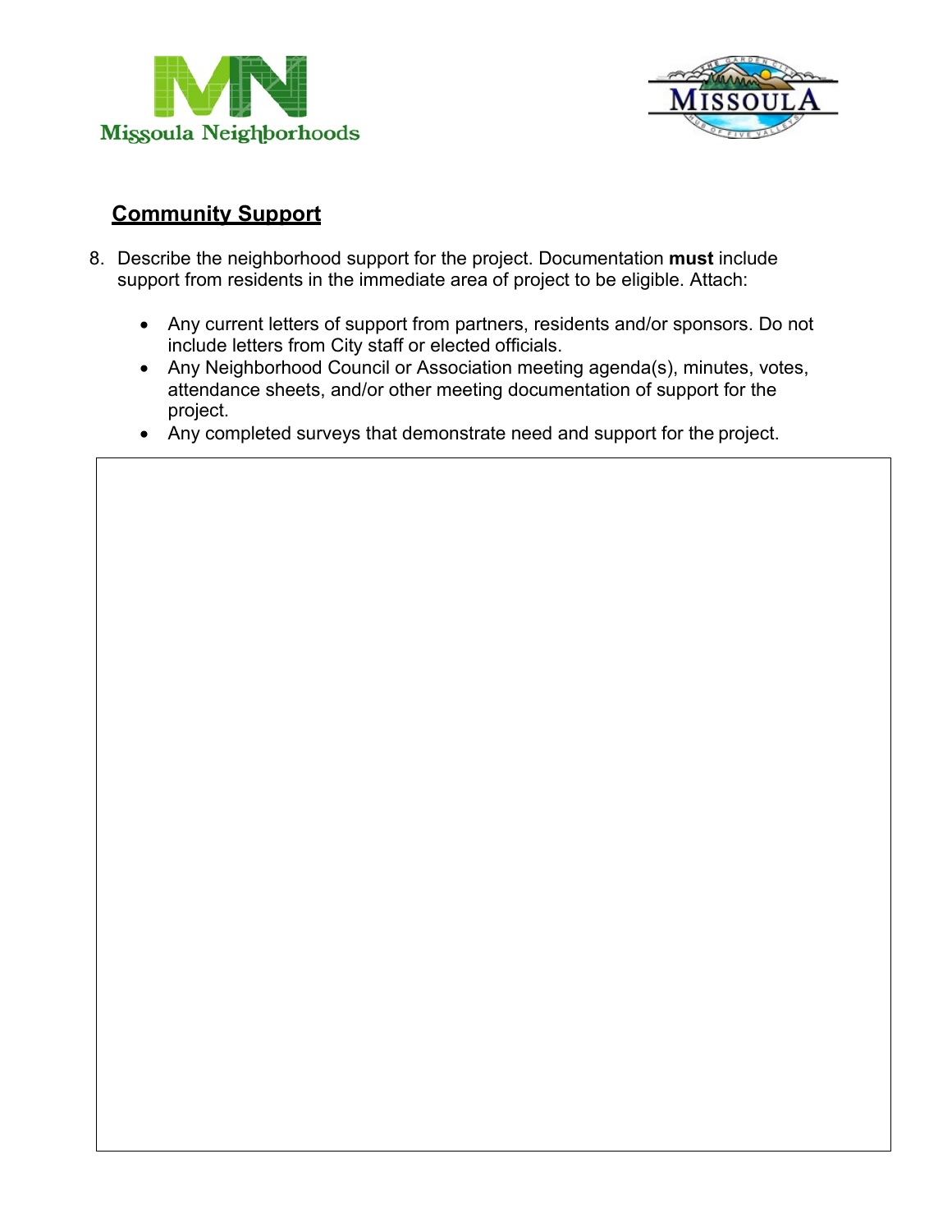## Community Support

8. Describe the neighborhood support for the project. Documentation **must** include support from residents in the immediate area of project to be eligible. Attach:

   - Any current letters of support from partners, residents and/or sponsors. Do not include letters from City staff or elected officials.
   - Any Neighborhood Council or Association meeting agenda(s), minutes, votes, attendance sheets, and/or other meeting documentation of support for the project.
   - Any completed surveys that demonstrate need and support for the project.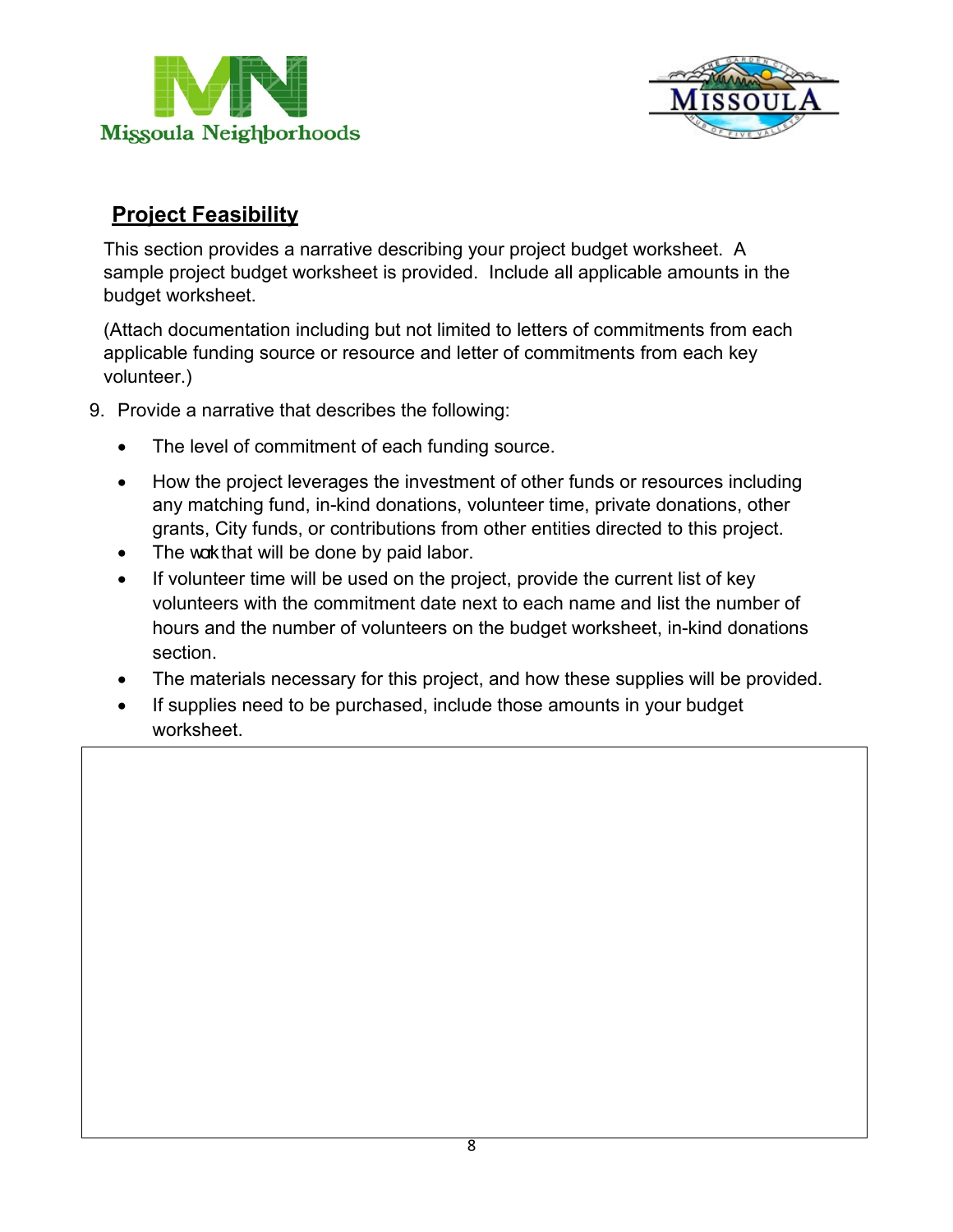## Project Feasibility

This section provides a narrative describing your project budget worksheet. A sample project budget worksheet is provided. Include all applicable amounts in the budget worksheet.

(Attach documentation including but not limited to letters of commitments from each applicable funding source or resource and letter of commitments from each key volunteer.)

9. Provide a narrative that describes the following:
   - The level of commitment of each funding source.
   - How the project leverages the investment of other funds or resources including any matching fund, in-kind donations, volunteer time, private donations, other grants, City funds, or contributions from other entities directed to this project.
   - The work that will be done by paid labor.
   - If volunteer time will be used on the project, provide the current list of key volunteers with the commitment date next to each name and list the number of hours and the number of volunteers on the budget worksheet, in-kind donations section.
   - The materials necessary for this project, and how these supplies will be provided.
   - If supplies need to be purchased, include those amounts in your budget worksheet.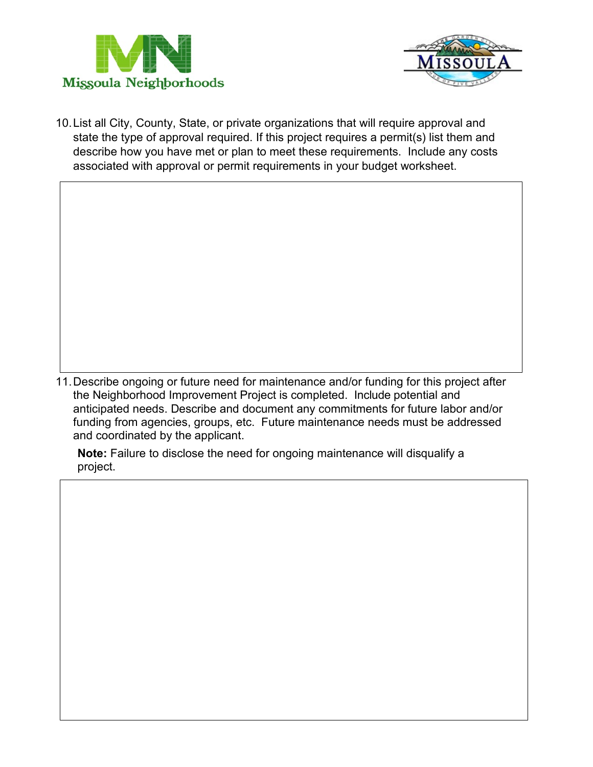10. List all City, County, State, or private organizations that will require approval and state the type of approval required. If this project requires a permit(s) list them and describe how you have met or plan to meet these requirements. Include any costs associated with approval or permit requirements in your budget worksheet.

11. Describe ongoing or future need for maintenance and/or funding for this project after the Neighborhood Improvement Project is completed. Include potential and anticipated needs. Describe and document any commitments for future labor and/or funding from agencies, groups, etc. Future maintenance needs must be addressed and coordinated by the applicant.

    **Note:** Failure to disclose the need for ongoing maintenance will disqualify a project.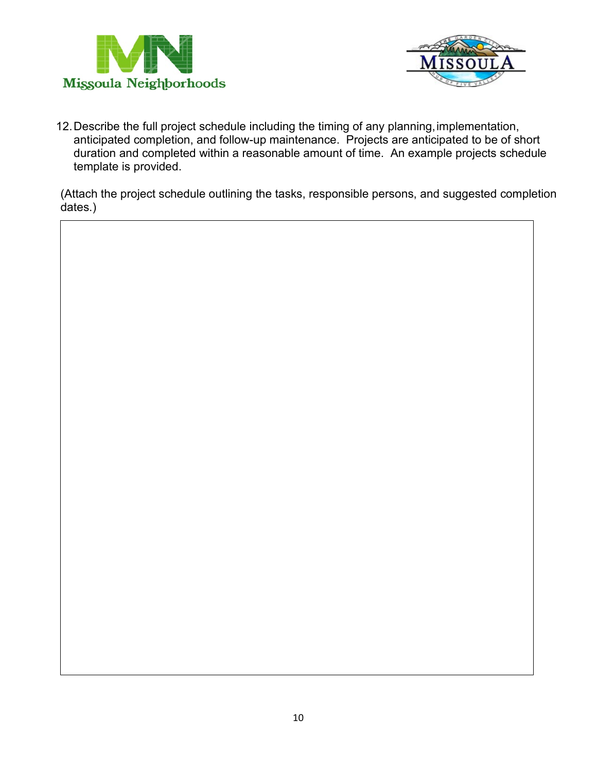12. Describe the full project schedule including the timing of any planning, implementation, anticipated completion, and follow-up maintenance. Projects are anticipated to be of short duration and completed within a reasonable amount of time. An example projects schedule template is provided.

(Attach the project schedule outlining the tasks, responsible persons, and suggested completion dates.)